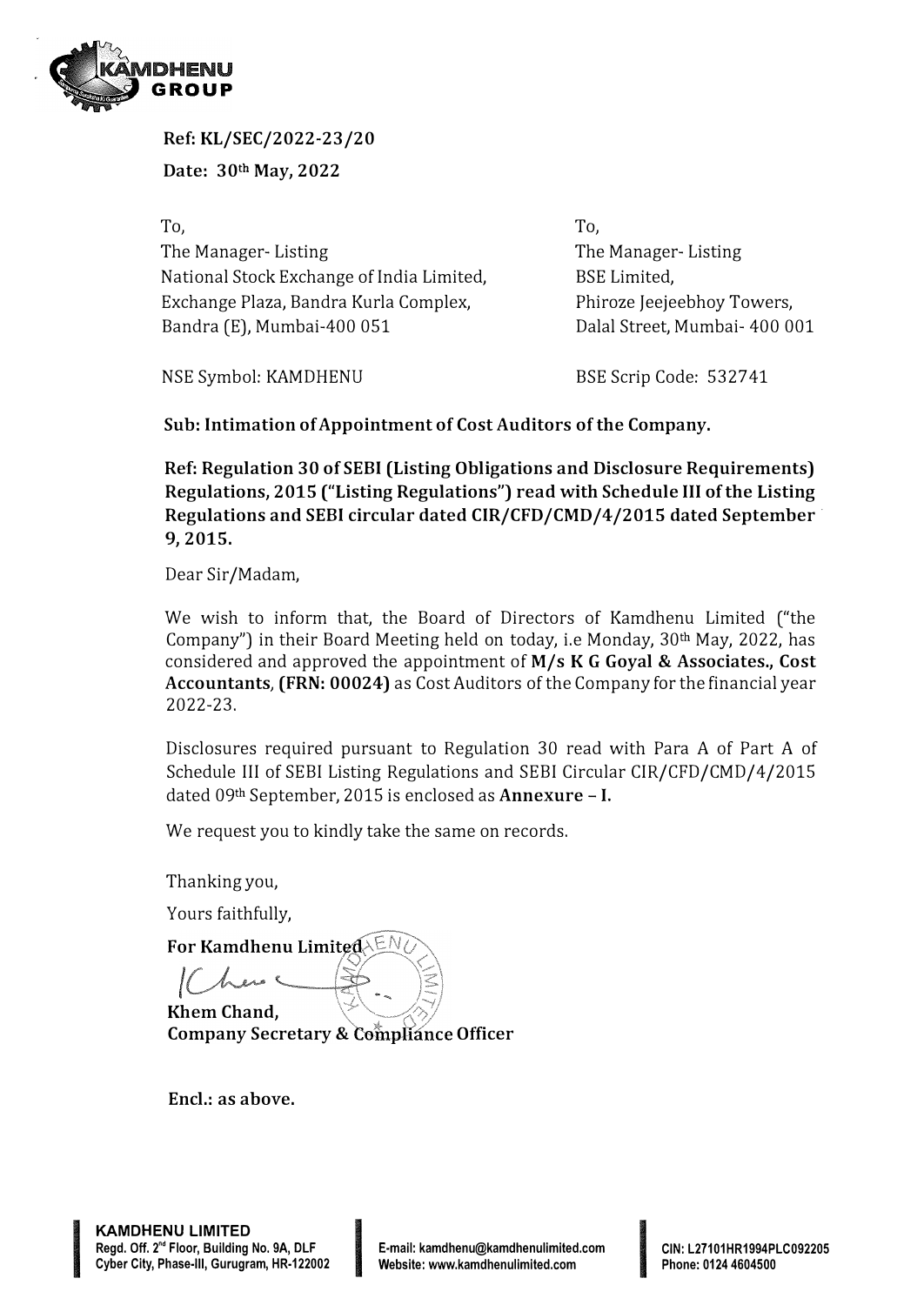**Ref: KL/SEC/2022-23/20**

**Date: 30th May, 2022**

To,
The Manager- Listing
National Stock Exchange of India Limited,
Exchange Plaza, Bandra Kurla Complex,
Bandra (E), Mumbai-400 051

NSE Symbol: KAMDHENU

To,
The Manager- Listing
BSE Limited,
Phiroze Jeejeebhoy Towers,
Dalal Street, Mumbai- 400 001

BSE Scrip Code: 532741

**Sub: Intimation of Appointment of Cost Auditors of the Company.**

**Ref: Regulation 30 of SEBI (Listing Obligations and Disclosure Requirements) Regulations, 2015 ("Listing Regulations") read with Schedule III of the Listing Regulations and SEBI circular dated CIR/CFD/CMD/4/2015 dated September 9, 2015.**

Dear Sir/Madam,

We wish to inform that, the Board of Directors of Kamdhenu Limited ("the Company") in their Board Meeting held on today, i.e Monday, 30th May, 2022, has considered and approved the appointment of **M/s K G Goyal & Associates., Cost Accountants, (FRN: 00024)** as Cost Auditors of the Company for the financial year 2022-23.

Disclosures required pursuant to Regulation 30 read with Para A of Part A of Schedule III of SEBI Listing Regulations and SEBI Circular CIR/CFD/CMD/4/2015 dated 09th September, 2015 is enclosed as **Annexure – I.**

We request you to kindly take the same on records.

Thanking you,

Yours faithfully,

**For Kamdhenu Limited**

**Khem Chand,**
**Company Secretary & Compliance Officer**

**Encl.: as above.**

**KAMDHENU LIMITED**
Regd. Off. 2nd Floor, Building No. 9A, DLF Cyber City, Phase-III, Gurugram, HR-122002
E-mail: kamdhenu@kamdhenulimited.com
Website: www.kamdhenulimited.com
CIN: L27101HR1994PLC092205
Phone: 0124 4604500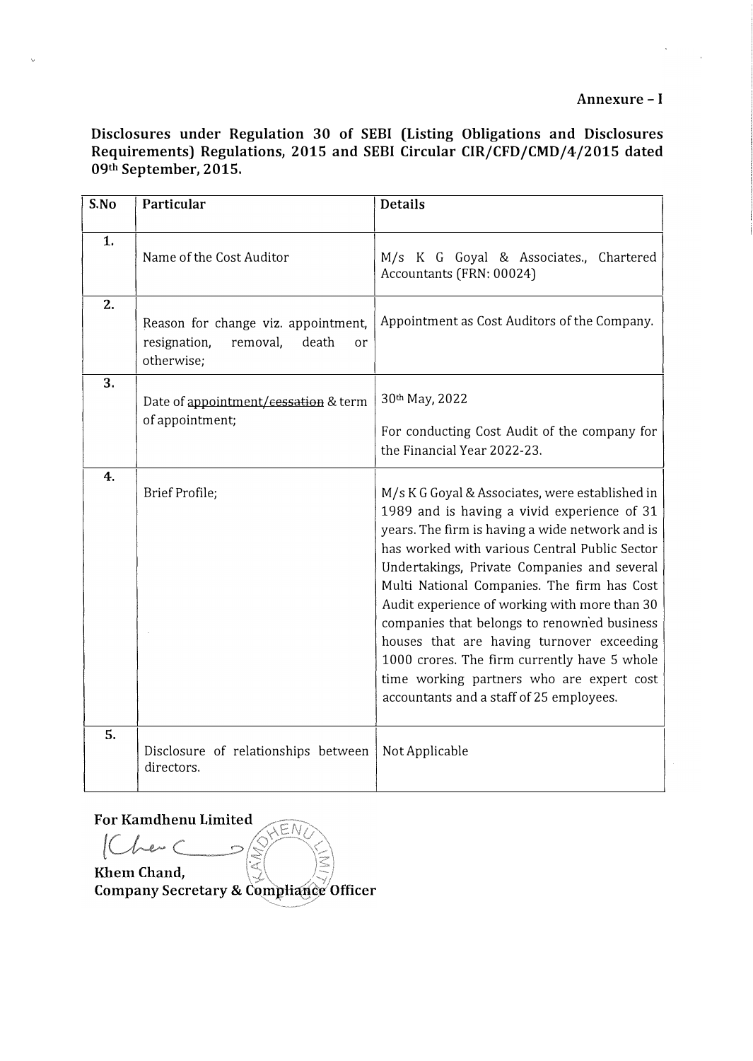**Annexure – I**

**Disclosures under Regulation 30 of SEBI (Listing Obligations and Disclosures Requirements) Regulations, 2015 and SEBI Circular CIR/CFD/CMD/4/2015 dated 09th September, 2015.**

| S.No | Particular | Details |
|---|---|---|
| 1. | Name of the Cost Auditor | M/s K G Goyal & Associates., Chartered Accountants (FRN: 00024) |
| 2. | Reason for change viz. appointment, resignation, removal, death or otherwise; | Appointment as Cost Auditors of the Company. |
| 3. | Date of appointment/~~cessation~~ & term of appointment; | 30th May, 2022<br><br>For conducting Cost Audit of the company for the Financial Year 2022-23. |
| 4. | Brief Profile; | M/s K G Goyal & Associates, were established in 1989 and is having a vivid experience of 31 years. The firm is having a wide network and is has worked with various Central Public Sector Undertakings, Private Companies and several Multi National Companies. The firm has Cost Audit experience of working with more than 30 companies that belongs to renowned business houses that are having turnover exceeding 1000 crores. The firm currently have 5 whole time working partners who are expert cost accountants and a staff of 25 employees. |
| 5. | Disclosure of relationships between directors. | Not Applicable |

**For Kamdhenu Limited**

**Khem Chand,**
**Company Secretary & Compliance Officer**